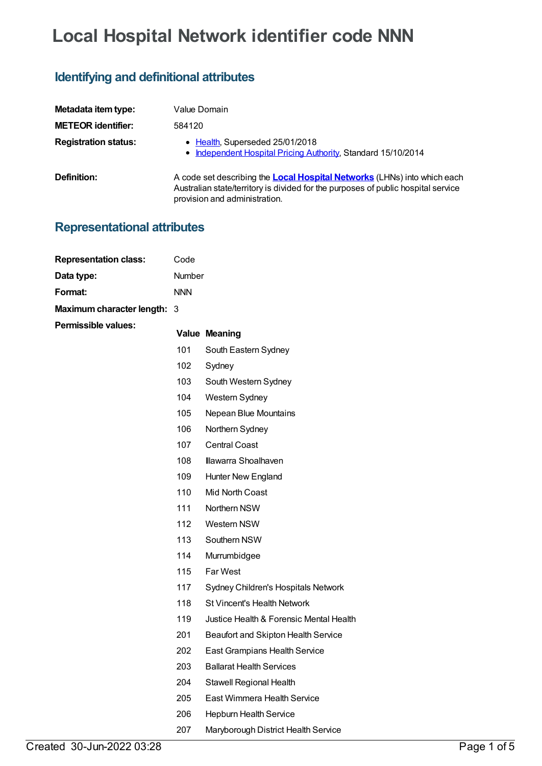# Local Hospital Network identifier code NNN

## Identifying and definitional attributes

| | |
|---|---|
| **Metadata item type:** | Value Domain |
| **METEOR identifier:** | 584120 |
| **Registration status:** | • Health, Superseded 25/01/2018<br>• Independent Hospital Pricing Authority, Standard 15/10/2014 |
| **Definition:** | A code set describing the **Local Hospital Networks** (LHNs) into which each Australian state/territory is divided for the purposes of public hospital service provision and administration. |

## Representational attributes

| | |
|---|---|
| **Representation class:** | Code |
| **Data type:** | Number |
| **Format:** | NNN |
| **Maximum character length:** | 3 |

**Permissible values:**

| Value | Meaning |
|---|---|
| 101 | South Eastern Sydney |
| 102 | Sydney |
| 103 | South Western Sydney |
| 104 | Western Sydney |
| 105 | Nepean Blue Mountains |
| 106 | Northern Sydney |
| 107 | Central Coast |
| 108 | Illawarra Shoalhaven |
| 109 | Hunter New England |
| 110 | Mid North Coast |
| 111 | Northern NSW |
| 112 | Western NSW |
| 113 | Southern NSW |
| 114 | Murrumbidgee |
| 115 | Far West |
| 117 | Sydney Children's Hospitals Network |
| 118 | St Vincent's Health Network |
| 119 | Justice Health & Forensic Mental Health |
| 201 | Beaufort and Skipton Health Service |
| 202 | East Grampians Health Service |
| 203 | Ballarat Health Services |
| 204 | Stawell Regional Health |
| 205 | East Wimmera Health Service |
| 206 | Hepburn Health Service |
| 207 | Maryborough District Health Service |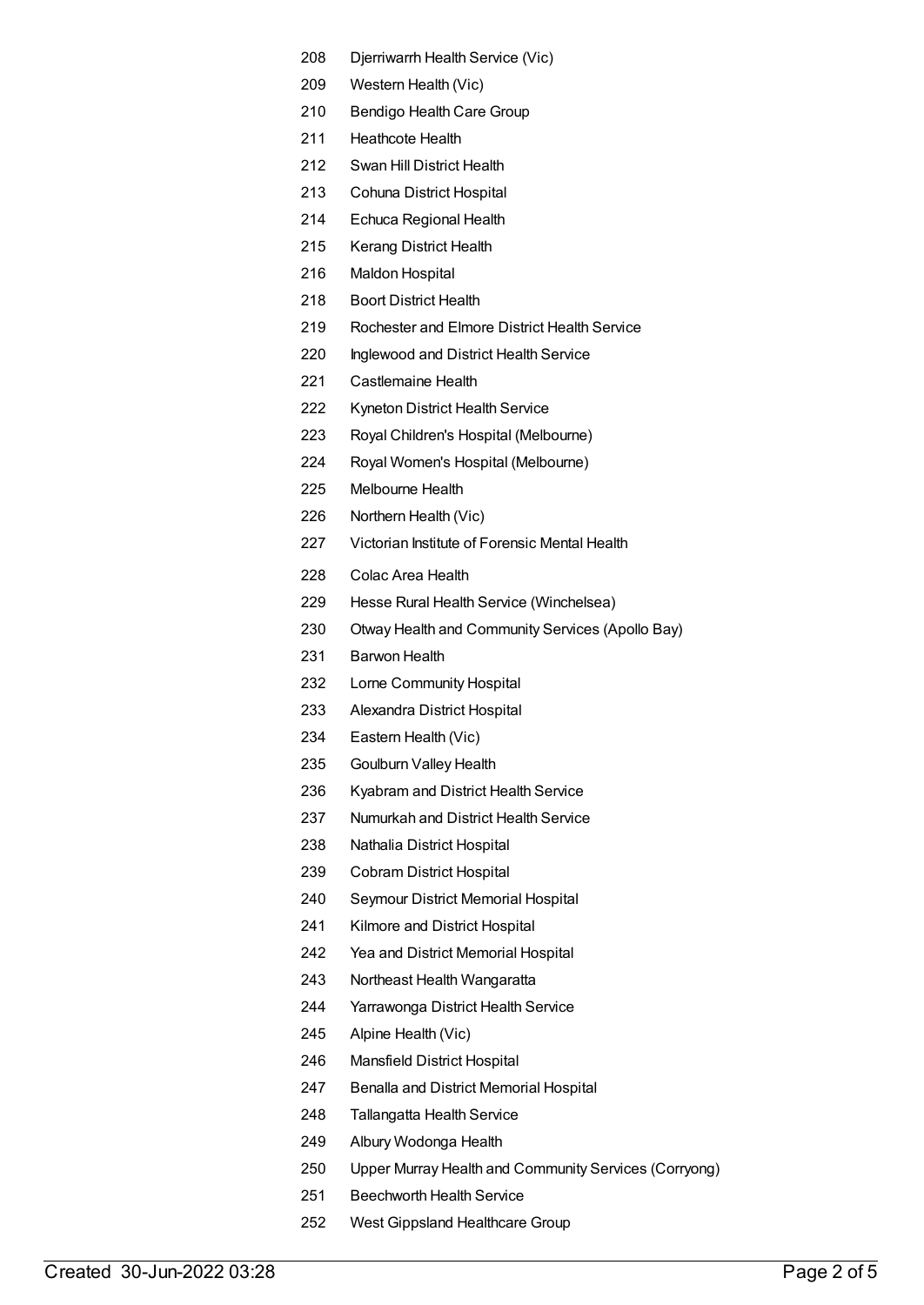| | |
|---|---|
| 208 | Djerriwarrh Health Service (Vic) |
| 209 | Western Health (Vic) |
| 210 | Bendigo Health Care Group |
| 211 | Heathcote Health |
| 212 | Swan Hill District Health |
| 213 | Cohuna District Hospital |
| 214 | Echuca Regional Health |
| 215 | Kerang District Health |
| 216 | Maldon Hospital |
| 218 | Boort District Health |
| 219 | Rochester and Elmore District Health Service |
| 220 | Inglewood and District Health Service |
| 221 | Castlemaine Health |
| 222 | Kyneton District Health Service |
| 223 | Royal Children's Hospital (Melbourne) |
| 224 | Royal Women's Hospital (Melbourne) |
| 225 | Melbourne Health |
| 226 | Northern Health (Vic) |
| 227 | Victorian Institute of Forensic Mental Health |
| 228 | Colac Area Health |
| 229 | Hesse Rural Health Service (Winchelsea) |
| 230 | Otway Health and Community Services (Apollo Bay) |
| 231 | Barwon Health |
| 232 | Lorne Community Hospital |
| 233 | Alexandra District Hospital |
| 234 | Eastern Health (Vic) |
| 235 | Goulburn Valley Health |
| 236 | Kyabram and District Health Service |
| 237 | Numurkah and District Health Service |
| 238 | Nathalia District Hospital |
| 239 | Cobram District Hospital |
| 240 | Seymour District Memorial Hospital |
| 241 | Kilmore and District Hospital |
| 242 | Yea and District Memorial Hospital |
| 243 | Northeast Health Wangaratta |
| 244 | Yarrawonga District Health Service |
| 245 | Alpine Health (Vic) |
| 246 | Mansfield District Hospital |
| 247 | Benalla and District Memorial Hospital |
| 248 | Tallangatta Health Service |
| 249 | Albury Wodonga Health |
| 250 | Upper Murray Health and Community Services (Corryong) |
| 251 | Beechworth Health Service |
| 252 | West Gippsland Healthcare Group |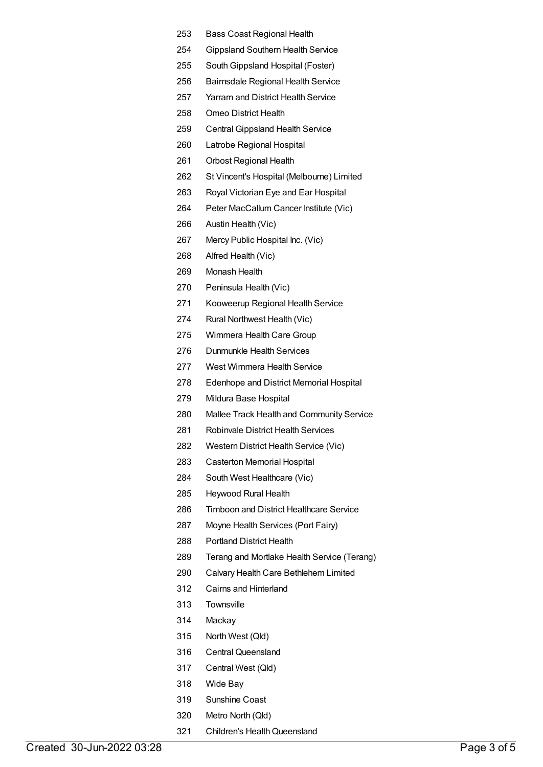| | |
|---|---|
| 253 | Bass Coast Regional Health |
| 254 | Gippsland Southern Health Service |
| 255 | South Gippsland Hospital (Foster) |
| 256 | Bairnsdale Regional Health Service |
| 257 | Yarram and District Health Service |
| 258 | Omeo District Health |
| 259 | Central Gippsland Health Service |
| 260 | Latrobe Regional Hospital |
| 261 | Orbost Regional Health |
| 262 | St Vincent's Hospital (Melbourne) Limited |
| 263 | Royal Victorian Eye and Ear Hospital |
| 264 | Peter MacCallum Cancer Institute (Vic) |
| 266 | Austin Health (Vic) |
| 267 | Mercy Public Hospital Inc. (Vic) |
| 268 | Alfred Health (Vic) |
| 269 | Monash Health |
| 270 | Peninsula Health (Vic) |
| 271 | Kooweerup Regional Health Service |
| 274 | Rural Northwest Health (Vic) |
| 275 | Wimmera Health Care Group |
| 276 | Dunmunkle Health Services |
| 277 | West Wimmera Health Service |
| 278 | Edenhope and District Memorial Hospital |
| 279 | Mildura Base Hospital |
| 280 | Mallee Track Health and Community Service |
| 281 | Robinvale District Health Services |
| 282 | Western District Health Service (Vic) |
| 283 | Casterton Memorial Hospital |
| 284 | South West Healthcare (Vic) |
| 285 | Heywood Rural Health |
| 286 | Timboon and District Healthcare Service |
| 287 | Moyne Health Services (Port Fairy) |
| 288 | Portland District Health |
| 289 | Terang and Mortlake Health Service (Terang) |
| 290 | Calvary Health Care Bethlehem Limited |
| 312 | Cairns and Hinterland |
| 313 | Townsville |
| 314 | Mackay |
| 315 | North West (Qld) |
| 316 | Central Queensland |
| 317 | Central West (Qld) |
| 318 | Wide Bay |
| 319 | Sunshine Coast |
| 320 | Metro North (Qld) |
| 321 | Children's Health Queensland |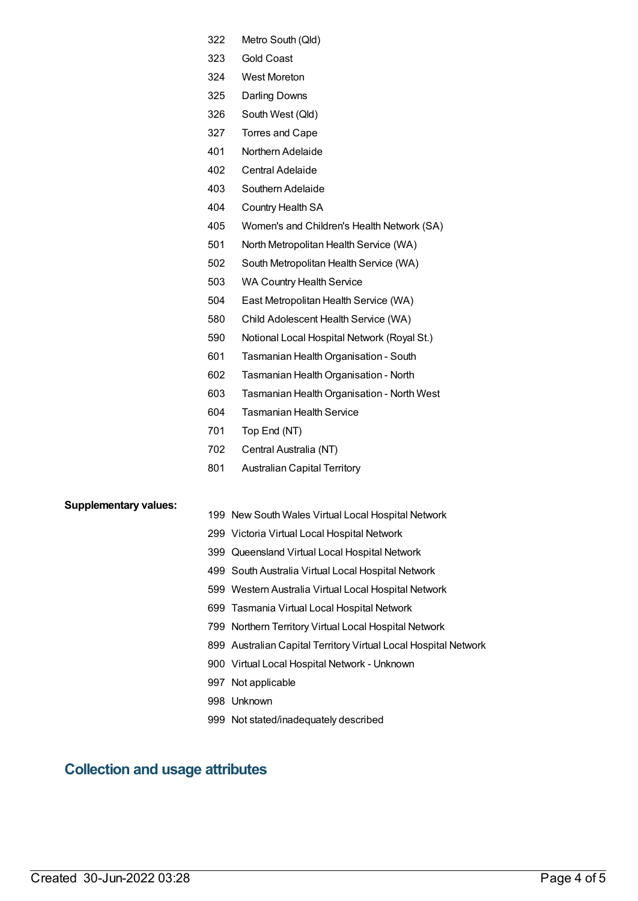| | |
|---|---|
| 322 | Metro South (Qld) |
| 323 | Gold Coast |
| 324 | West Moreton |
| 325 | Darling Downs |
| 326 | South West (Qld) |
| 327 | Torres and Cape |
| 401 | Northern Adelaide |
| 402 | Central Adelaide |
| 403 | Southern Adelaide |
| 404 | Country Health SA |
| 405 | Women's and Children's Health Network (SA) |
| 501 | North Metropolitan Health Service (WA) |
| 502 | South Metropolitan Health Service (WA) |
| 503 | WA Country Health Service |
| 504 | East Metropolitan Health Service (WA) |
| 580 | Child Adolescent Health Service (WA) |
| 590 | Notional Local Hospital Network (Royal St.) |
| 601 | Tasmanian Health Organisation - South |
| 602 | Tasmanian Health Organisation - North |
| 603 | Tasmanian Health Organisation - North West |
| 604 | Tasmanian Health Service |
| 701 | Top End (NT) |
| 702 | Central Australia (NT) |
| 801 | Australian Capital Territory |

**Supplementary values:**

| | |
|---|---|
| 199 | New South Wales Virtual Local Hospital Network |
| 299 | Victoria Virtual Local Hospital Network |
| 399 | Queensland Virtual Local Hospital Network |
| 499 | South Australia Virtual Local Hospital Network |
| 599 | Western Australia Virtual Local Hospital Network |
| 699 | Tasmania Virtual Local Hospital Network |
| 799 | Northern Territory Virtual Local Hospital Network |
| 899 | Australian Capital Territory Virtual Local Hospital Network |
| 900 | Virtual Local Hospital Network - Unknown |
| 997 | Not applicable |
| 998 | Unknown |
| 999 | Not stated/inadequately described |

## Collection and usage attributes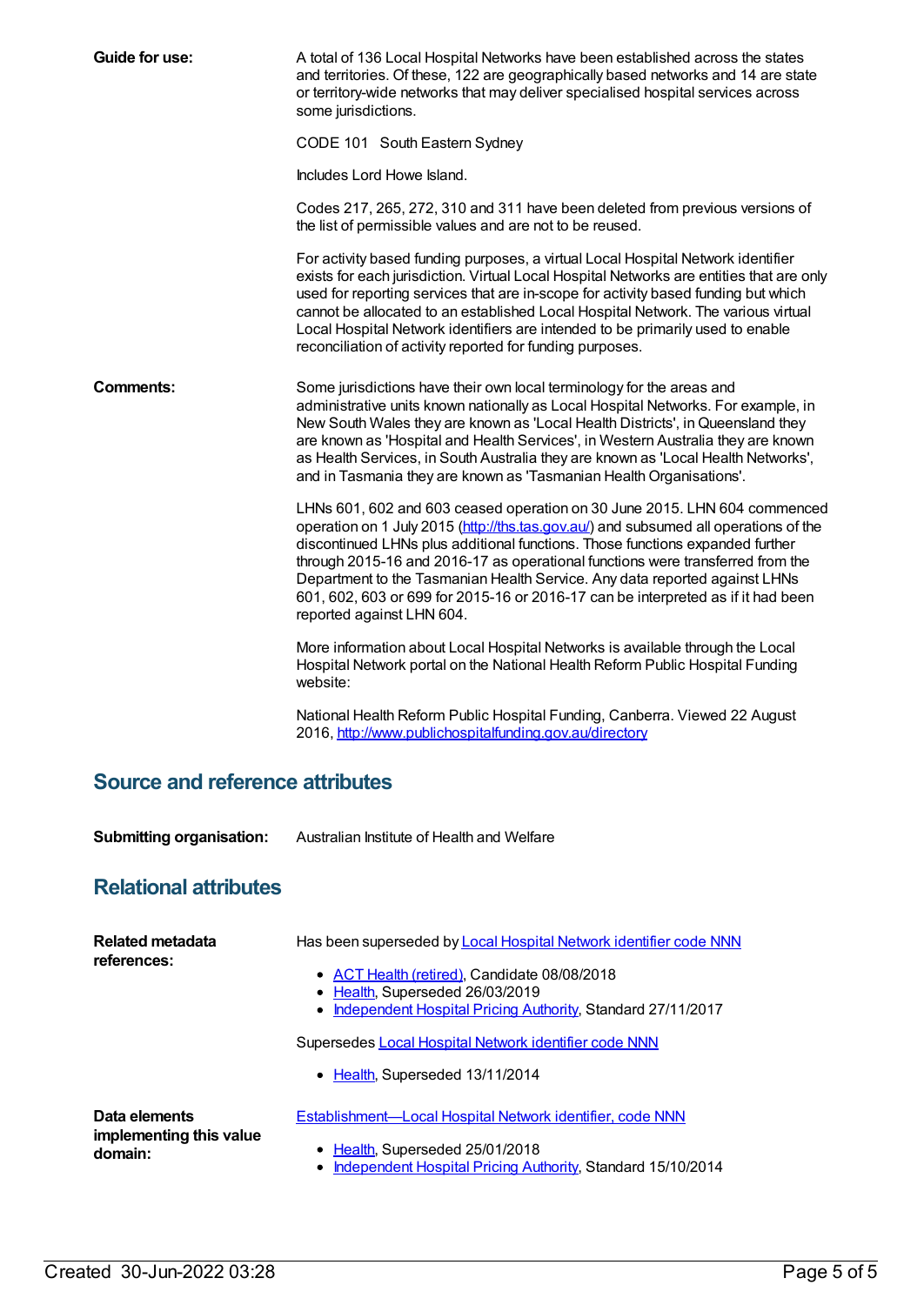**Guide for use:**

A total of 136 Local Hospital Networks have been established across the states and territories. Of these, 122 are geographically based networks and 14 are state or territory-wide networks that may deliver specialised hospital services across some jurisdictions.

CODE 101 South Eastern Sydney

Includes Lord Howe Island.

Codes 217, 265, 272, 310 and 311 have been deleted from previous versions of the list of permissible values and are not to be reused.

For activity based funding purposes, a virtual Local Hospital Network identifier exists for each jurisdiction. Virtual Local Hospital Networks are entities that are only used for reporting services that are in-scope for activity based funding but which cannot be allocated to an established Local Hospital Network. The various virtual Local Hospital Network identifiers are intended to be primarily used to enable reconciliation of activity reported for funding purposes.

**Comments:**

Some jurisdictions have their own local terminology for the areas and administrative units known nationally as Local Hospital Networks. For example, in New South Wales they are known as 'Local Health Districts', in Queensland they are known as 'Hospital and Health Services', in Western Australia they are known as Health Services, in South Australia they are known as 'Local Health Networks', and in Tasmania they are known as 'Tasmanian Health Organisations'.

LHNs 601, 602 and 603 ceased operation on 30 June 2015. LHN 604 commenced operation on 1 July 2015 (http://ths.tas.gov.au/) and subsumed all operations of the discontinued LHNs plus additional functions. Those functions expanded further through 2015-16 and 2016-17 as operational functions were transferred from the Department to the Tasmanian Health Service. Any data reported against LHNs 601, 602, 603 or 699 for 2015-16 or 2016-17 can be interpreted as if it had been reported against LHN 604.

More information about Local Hospital Networks is available through the Local Hospital Network portal on the National Health Reform Public Hospital Funding website:

National Health Reform Public Hospital Funding, Canberra. Viewed 22 August 2016, http://www.publichospitalfunding.gov.au/directory

## Source and reference attributes

**Submitting organisation:** Australian Institute of Health and Welfare

## Relational attributes

**Related metadata references:**

Has been superseded by Local Hospital Network identifier code NNN

- ACT Health (retired), Candidate 08/08/2018
- Health, Superseded 26/03/2019
- Independent Hospital Pricing Authority, Standard 27/11/2017

Supersedes Local Hospital Network identifier code NNN

- Health, Superseded 13/11/2014

**Data elements implementing this value domain:**

Establishment—Local Hospital Network identifier, code NNN

- Health, Superseded 25/01/2018
- Independent Hospital Pricing Authority, Standard 15/10/2014